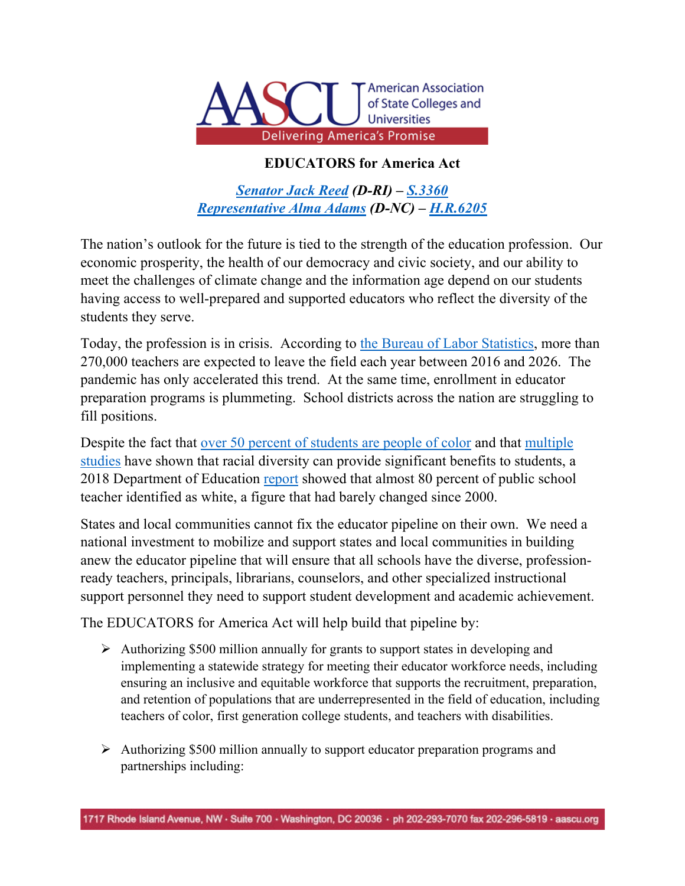# EDUCATORS for America Act

***Senator Jack Reed** (D-RI) – **S.3360***
***Representative Alma Adams** (D-NC) – **H.R.6205***

The nation's outlook for the future is tied to the strength of the education profession. Our economic prosperity, the health of our democracy and civic society, and our ability to meet the challenges of climate change and the information age depend on our students having access to well-prepared and supported educators who reflect the diversity of the students they serve.

Today, the profession is in crisis. According to the Bureau of Labor Statistics, more than 270,000 teachers are expected to leave the field each year between 2016 and 2026. The pandemic has only accelerated this trend. At the same time, enrollment in educator preparation programs is plummeting. School districts across the nation are struggling to fill positions.

Despite the fact that over 50 percent of students are people of color and that multiple studies have shown that racial diversity can provide significant benefits to students, a 2018 Department of Education report showed that almost 80 percent of public school teacher identified as white, a figure that had barely changed since 2000.

States and local communities cannot fix the educator pipeline on their own. We need a national investment to mobilize and support states and local communities in building anew the educator pipeline that will ensure that all schools have the diverse, profession-ready teachers, principals, librarians, counselors, and other specialized instructional support personnel they need to support student development and academic achievement.

The EDUCATORS for America Act will help build that pipeline by:

- Authorizing $500 million annually for grants to support states in developing and implementing a statewide strategy for meeting their educator workforce needs, including ensuring an inclusive and equitable workforce that supports the recruitment, preparation, and retention of populations that are underrepresented in the field of education, including teachers of color, first generation college students, and teachers with disabilities.

- Authorizing $500 million annually to support educator preparation programs and partnerships including: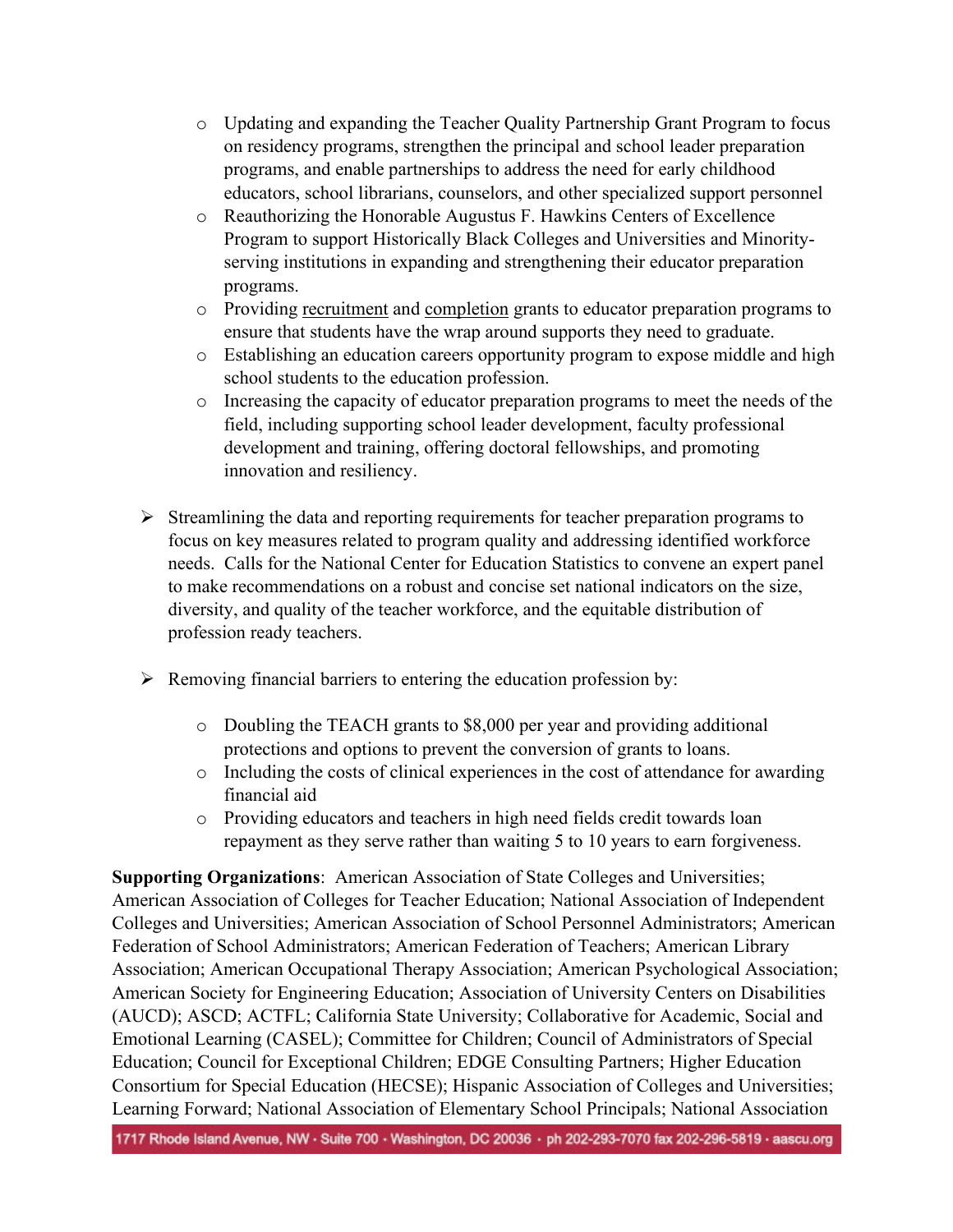- Updating and expanding the Teacher Quality Partnership Grant Program to focus on residency programs, strengthen the principal and school leader preparation programs, and enable partnerships to address the need for early childhood educators, school librarians, counselors, and other specialized support personnel
    - Reauthorizing the Honorable Augustus F. Hawkins Centers of Excellence Program to support Historically Black Colleges and Universities and Minority-serving institutions in expanding and strengthening their educator preparation programs.
    - Providing recruitment and completion grants to educator preparation programs to ensure that students have the wrap around supports they need to graduate.
    - Establishing an education careers opportunity program to expose middle and high school students to the education profession.
    - Increasing the capacity of educator preparation programs to meet the needs of the field, including supporting school leader development, faculty professional development and training, offering doctoral fellowships, and promoting innovation and resiliency.

- Streamlining the data and reporting requirements for teacher preparation programs to focus on key measures related to program quality and addressing identified workforce needs. Calls for the National Center for Education Statistics to convene an expert panel to make recommendations on a robust and concise set national indicators on the size, diversity, and quality of the teacher workforce, and the equitable distribution of profession ready teachers.

- Removing financial barriers to entering the education profession by:

    - Doubling the TEACH grants to $8,000 per year and providing additional protections and options to prevent the conversion of grants to loans.
    - Including the costs of clinical experiences in the cost of attendance for awarding financial aid
    - Providing educators and teachers in high need fields credit towards loan repayment as they serve rather than waiting 5 to 10 years to earn forgiveness.

**Supporting Organizations**: American Association of State Colleges and Universities; American Association of Colleges for Teacher Education; National Association of Independent Colleges and Universities; American Association of School Personnel Administrators; American Federation of School Administrators; American Federation of Teachers; American Library Association; American Occupational Therapy Association; American Psychological Association; American Society for Engineering Education; Association of University Centers on Disabilities (AUCD); ASCD; ACTFL; California State University; Collaborative for Academic, Social and Emotional Learning (CASEL); Committee for Children; Council of Administrators of Special Education; Council for Exceptional Children; EDGE Consulting Partners; Higher Education Consortium for Special Education (HECSE); Hispanic Association of Colleges and Universities; Learning Forward; National Association of Elementary School Principals; National Association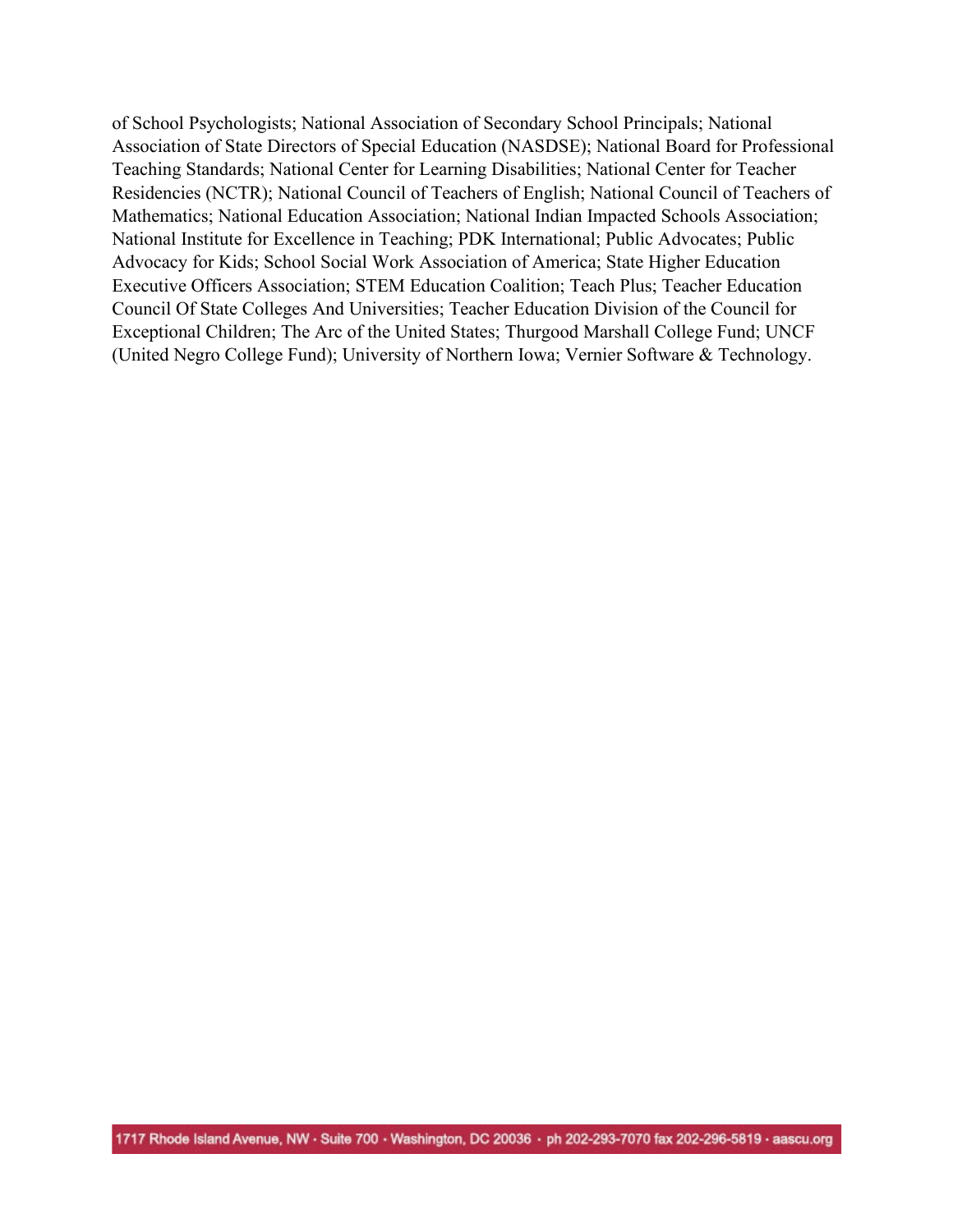of School Psychologists; National Association of Secondary School Principals; National Association of State Directors of Special Education (NASDSE); National Board for Professional Teaching Standards; National Center for Learning Disabilities; National Center for Teacher Residencies (NCTR); National Council of Teachers of English; National Council of Teachers of Mathematics; National Education Association; National Indian Impacted Schools Association; National Institute for Excellence in Teaching; PDK International; Public Advocates; Public Advocacy for Kids; School Social Work Association of America; State Higher Education Executive Officers Association; STEM Education Coalition; Teach Plus; Teacher Education Council Of State Colleges And Universities; Teacher Education Division of the Council for Exceptional Children; The Arc of the United States; Thurgood Marshall College Fund; UNCF (United Negro College Fund); University of Northern Iowa; Vernier Software & Technology.